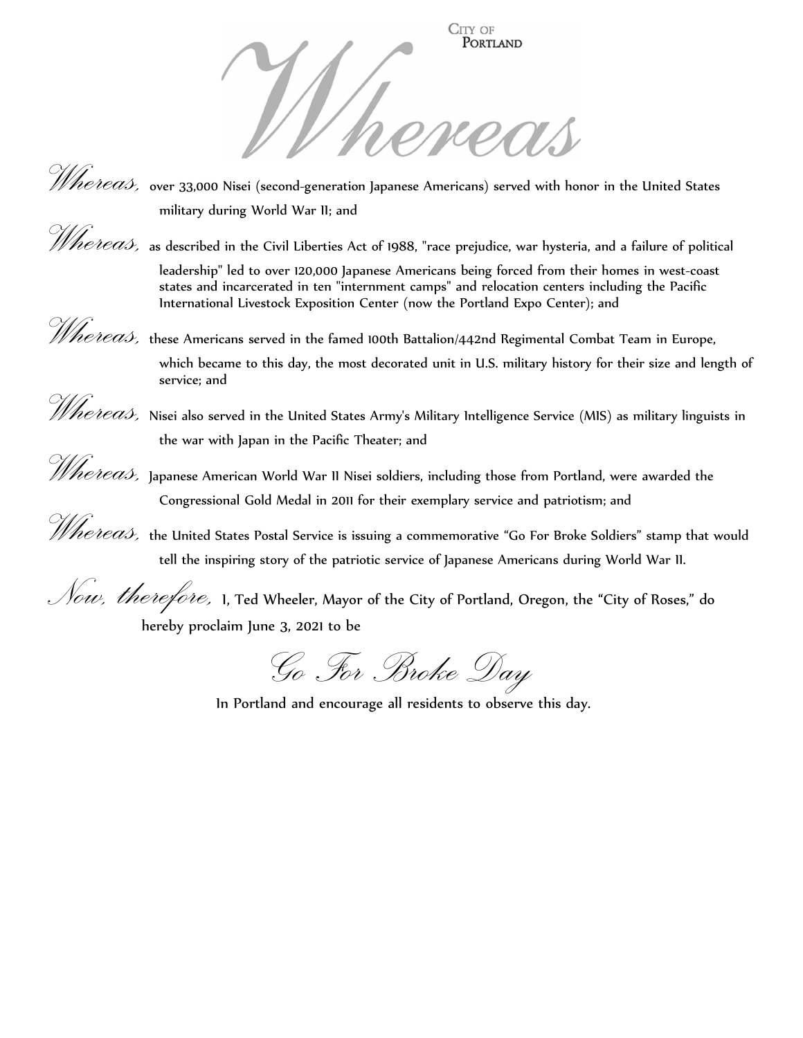CITY OF PORTLAND

# Whereas

*Whereas,* over 33,000 Nisei (second-generation Japanese Americans) served with honor in the United States military during World War II; and

*Whereas,* as described in the Civil Liberties Act of 1988, "race prejudice, war hysteria, and a failure of political leadership" led to over 120,000 Japanese Americans being forced from their homes in west-coast states and incarcerated in ten "internment camps" and relocation centers including the Pacific International Livestock Exposition Center (now the Portland Expo Center); and

*Whereas,* these Americans served in the famed 100th Battalion/442nd Regimental Combat Team in Europe, which became to this day, the most decorated unit in U.S. military history for their size and length of service; and

*Whereas,* Nisei also served in the United States Army's Military Intelligence Service (MIS) as military linguists in the war with Japan in the Pacific Theater; and

*Whereas,* Japanese American World War II Nisei soldiers, including those from Portland, were awarded the Congressional Gold Medal in 2011 for their exemplary service and patriotism; and

*Whereas,* the United States Postal Service is issuing a commemorative "Go For Broke Soldiers" stamp that would tell the inspiring story of the patriotic service of Japanese Americans during World War II.

*Now, therefore,* I, Ted Wheeler, Mayor of the City of Portland, Oregon, the "City of Roses," do hereby proclaim June 3, 2021 to be

## *Go For Broke Day*

In Portland and encourage all residents to observe this day.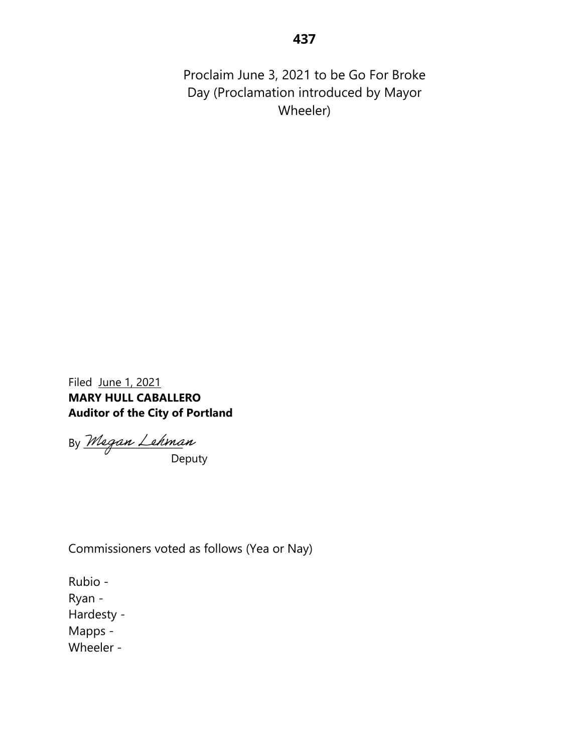**437**

Proclaim June 3, 2021 to be Go For Broke Day (Proclamation introduced by Mayor Wheeler)

Filed June 1, 2021
**MARY HULL CABALLERO**
**Auditor of the City of Portland**

By *Megan Lehman*
Deputy

Commissioners voted as follows (Yea or Nay)

Rubio -
Ryan -
Hardesty -
Mapps -
Wheeler -